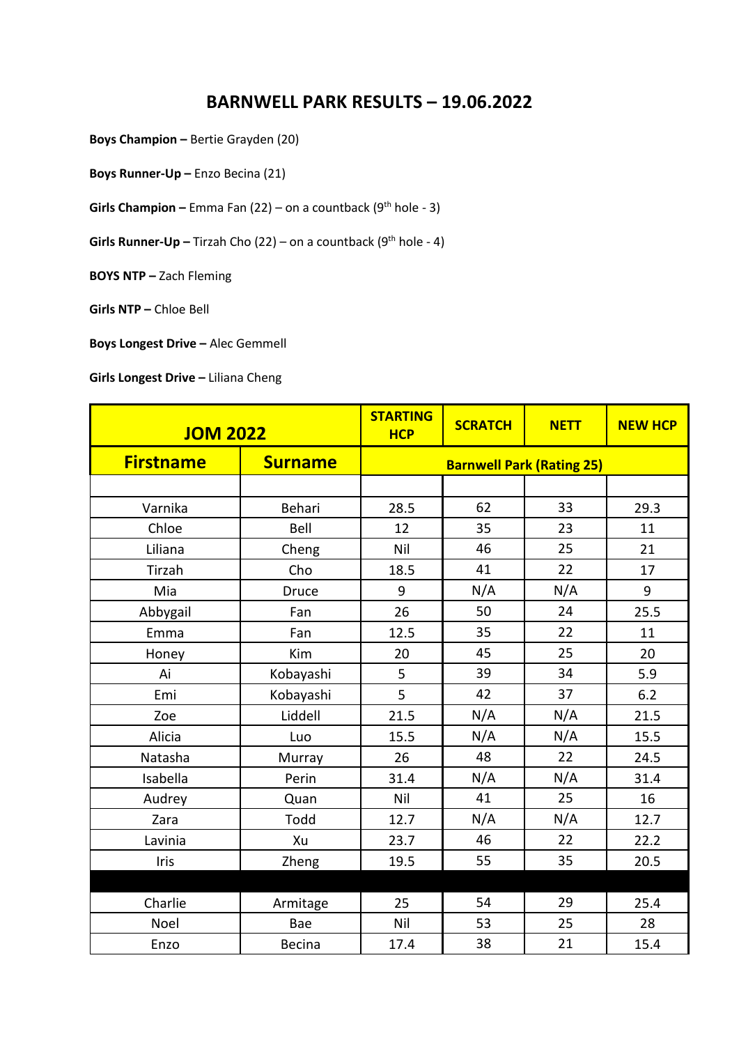# BARNWELL PARK RESULTS – 19.06.2022

**Boys Champion –** Bertie Grayden (20)

**Boys Runner-Up –** Enzo Becina (21)

**Girls Champion –** Emma Fan (22) – on a countback (9th hole - 3)

**Girls Runner-Up –** Tirzah Cho (22) – on a countback (9th hole - 4)

**BOYS NTP –** Zach Fleming

**Girls NTP –** Chloe Bell

**Boys Longest Drive –** Alec Gemmell

**Girls Longest Drive –** Liliana Cheng

| JOM 2022 | | STARTING HCP | SCRATCH | NETT | NEW HCP |
|---|---|---|---|---|---|
| **Firstname** | **Surname** | **Barnwell Park (Rating 25)** | | | |
| | | | | | |
| Varnika | Behari | 28.5 | 62 | 33 | 29.3 |
| Chloe | Bell | 12 | 35 | 23 | 11 |
| Liliana | Cheng | Nil | 46 | 25 | 21 |
| Tirzah | Cho | 18.5 | 41 | 22 | 17 |
| Mia | Druce | 9 | N/A | N/A | 9 |
| Abbygail | Fan | 26 | 50 | 24 | 25.5 |
| Emma | Fan | 12.5 | 35 | 22 | 11 |
| Honey | Kim | 20 | 45 | 25 | 20 |
| Ai | Kobayashi | 5 | 39 | 34 | 5.9 |
| Emi | Kobayashi | 5 | 42 | 37 | 6.2 |
| Zoe | Liddell | 21.5 | N/A | N/A | 21.5 |
| Alicia | Luo | 15.5 | N/A | N/A | 15.5 |
| Natasha | Murray | 26 | 48 | 22 | 24.5 |
| Isabella | Perin | 31.4 | N/A | N/A | 31.4 |
| Audrey | Quan | Nil | 41 | 25 | 16 |
| Zara | Todd | 12.7 | N/A | N/A | 12.7 |
| Lavinia | Xu | 23.7 | 46 | 22 | 22.2 |
| Iris | Zheng | 19.5 | 55 | 35 | 20.5 |
| | | | | | |
| Charlie | Armitage | 25 | 54 | 29 | 25.4 |
| Noel | Bae | Nil | 53 | 25 | 28 |
| Enzo | Becina | 17.4 | 38 | 21 | 15.4 |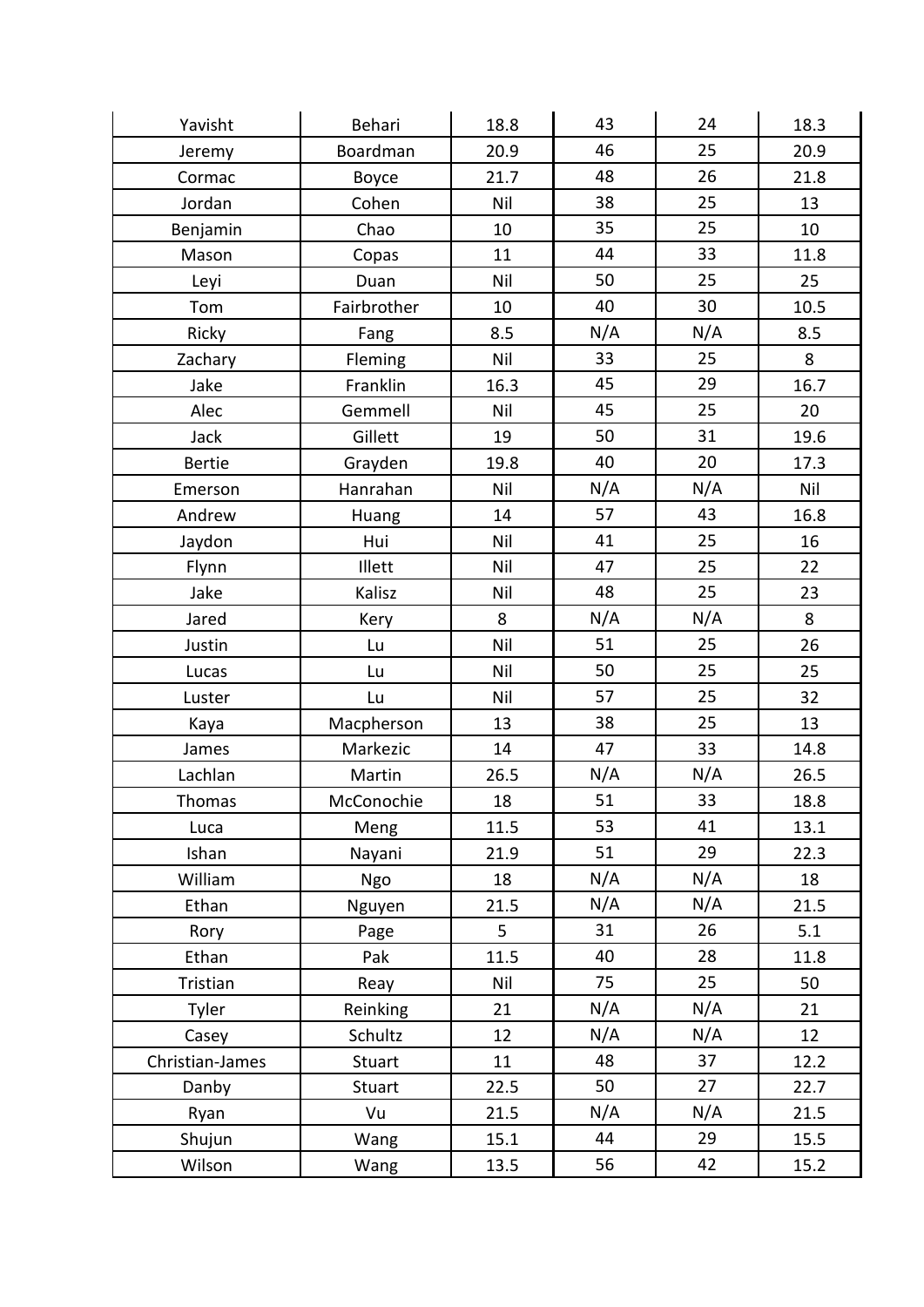| | | | | | |
|---|---|---|---|---|---|
| Yavisht | Behari | 18.8 | 43 | 24 | 18.3 |
| Jeremy | Boardman | 20.9 | 46 | 25 | 20.9 |
| Cormac | Boyce | 21.7 | 48 | 26 | 21.8 |
| Jordan | Cohen | Nil | 38 | 25 | 13 |
| Benjamin | Chao | 10 | 35 | 25 | 10 |
| Mason | Copas | 11 | 44 | 33 | 11.8 |
| Leyi | Duan | Nil | 50 | 25 | 25 |
| Tom | Fairbrother | 10 | 40 | 30 | 10.5 |
| Ricky | Fang | 8.5 | N/A | N/A | 8.5 |
| Zachary | Fleming | Nil | 33 | 25 | 8 |
| Jake | Franklin | 16.3 | 45 | 29 | 16.7 |
| Alec | Gemmell | Nil | 45 | 25 | 20 |
| Jack | Gillett | 19 | 50 | 31 | 19.6 |
| Bertie | Grayden | 19.8 | 40 | 20 | 17.3 |
| Emerson | Hanrahan | Nil | N/A | N/A | Nil |
| Andrew | Huang | 14 | 57 | 43 | 16.8 |
| Jaydon | Hui | Nil | 41 | 25 | 16 |
| Flynn | Illett | Nil | 47 | 25 | 22 |
| Jake | Kalisz | Nil | 48 | 25 | 23 |
| Jared | Kery | 8 | N/A | N/A | 8 |
| Justin | Lu | Nil | 51 | 25 | 26 |
| Lucas | Lu | Nil | 50 | 25 | 25 |
| Luster | Lu | Nil | 57 | 25 | 32 |
| Kaya | Macpherson | 13 | 38 | 25 | 13 |
| James | Markezic | 14 | 47 | 33 | 14.8 |
| Lachlan | Martin | 26.5 | N/A | N/A | 26.5 |
| Thomas | McConochie | 18 | 51 | 33 | 18.8 |
| Luca | Meng | 11.5 | 53 | 41 | 13.1 |
| Ishan | Nayani | 21.9 | 51 | 29 | 22.3 |
| William | Ngo | 18 | N/A | N/A | 18 |
| Ethan | Nguyen | 21.5 | N/A | N/A | 21.5 |
| Rory | Page | 5 | 31 | 26 | 5.1 |
| Ethan | Pak | 11.5 | 40 | 28 | 11.8 |
| Tristian | Reay | Nil | 75 | 25 | 50 |
| Tyler | Reinking | 21 | N/A | N/A | 21 |
| Casey | Schultz | 12 | N/A | N/A | 12 |
| Christian-James | Stuart | 11 | 48 | 37 | 12.2 |
| Danby | Stuart | 22.5 | 50 | 27 | 22.7 |
| Ryan | Vu | 21.5 | N/A | N/A | 21.5 |
| Shujun | Wang | 15.1 | 44 | 29 | 15.5 |
| Wilson | Wang | 13.5 | 56 | 42 | 15.2 |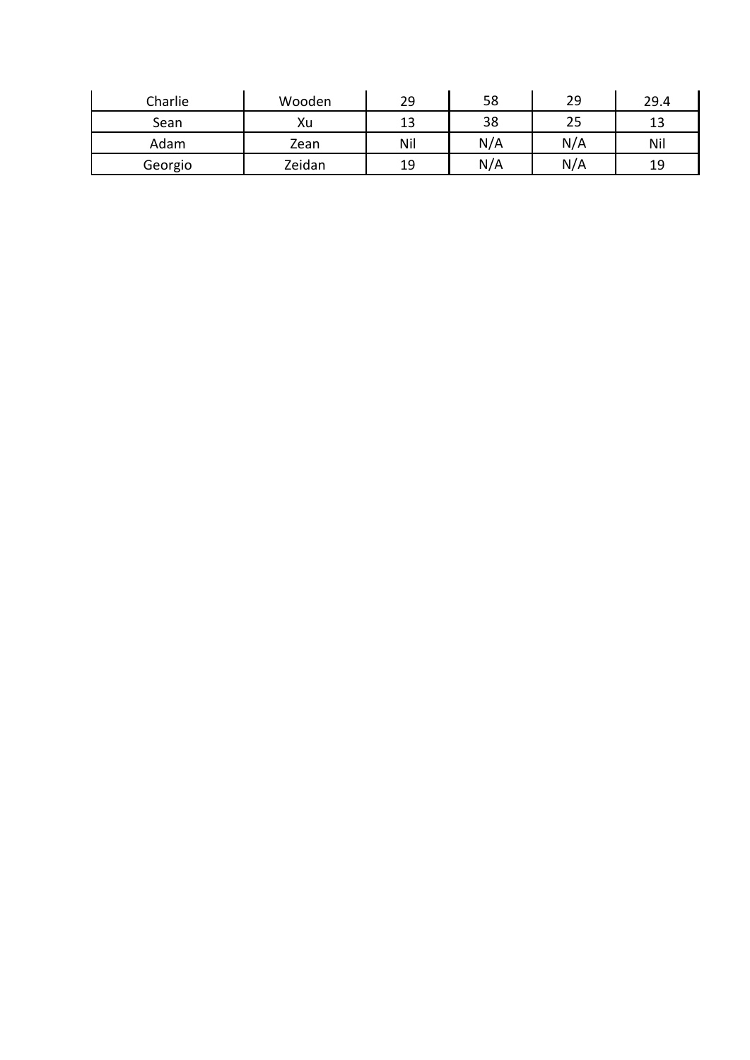| | | | | | |
|---|---|---|---|---|---|
| Charlie | Wooden | 29 | 58 | 29 | 29.4 |
| Sean | Xu | 13 | 38 | 25 | 13 |
| Adam | Zean | Nil | N/A | N/A | Nil |
| Georgio | Zeidan | 19 | N/A | N/A | 19 |